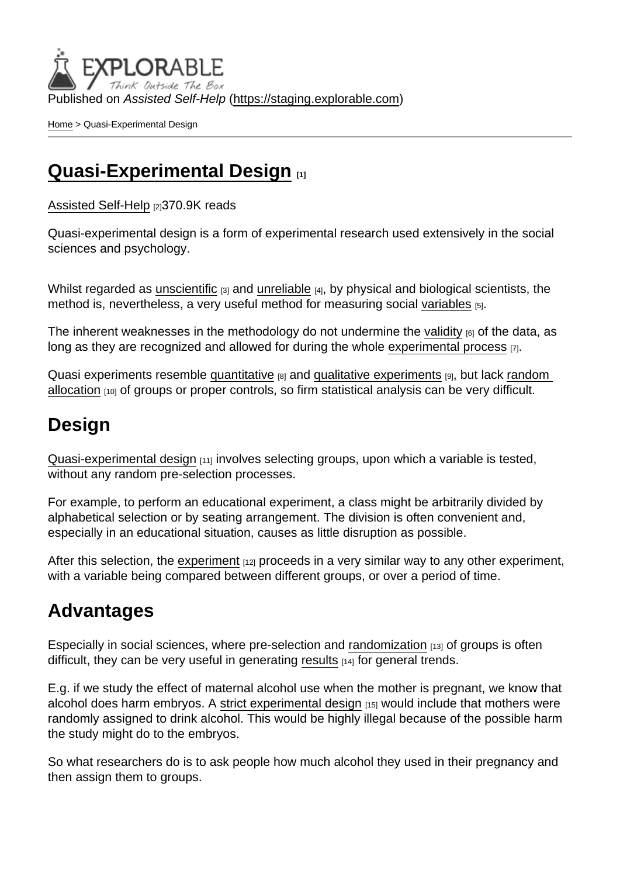Published on *Assisted Self-Help* (https://staging.explorable.com)

Home > Quasi-Experimental Design

# Quasi-Experimental Design [1]

Assisted Self-Help [2]370.9K reads

Quasi-experimental design is a form of experimental research used extensively in the social sciences and psychology.

Whilst regarded as unscientific [3] and unreliable [4], by physical and biological scientists, the method is, nevertheless, a very useful method for measuring social variables [5].

The inherent weaknesses in the methodology do not undermine the validity [6] of the data, as long as they are recognized and allowed for during the whole experimental process [7].

Quasi experiments resemble quantitative [8] and qualitative experiments [9], but lack random allocation [10] of groups or proper controls, so firm statistical analysis can be very difficult.

## Design

Quasi-experimental design [11] involves selecting groups, upon which a variable is tested, without any random pre-selection processes.

For example, to perform an educational experiment, a class might be arbitrarily divided by alphabetical selection or by seating arrangement. The division is often convenient and, especially in an educational situation, causes as little disruption as possible.

After this selection, the experiment [12] proceeds in a very similar way to any other experiment, with a variable being compared between different groups, or over a period of time.

## Advantages

Especially in social sciences, where pre-selection and randomization [13] of groups is often difficult, they can be very useful in generating results [14] for general trends.

E.g. if we study the effect of maternal alcohol use when the mother is pregnant, we know that alcohol does harm embryos. A strict experimental design [15] would include that mothers were randomly assigned to drink alcohol. This would be highly illegal because of the possible harm the study might do to the embryos.

So what researchers do is to ask people how much alcohol they used in their pregnancy and then assign them to groups.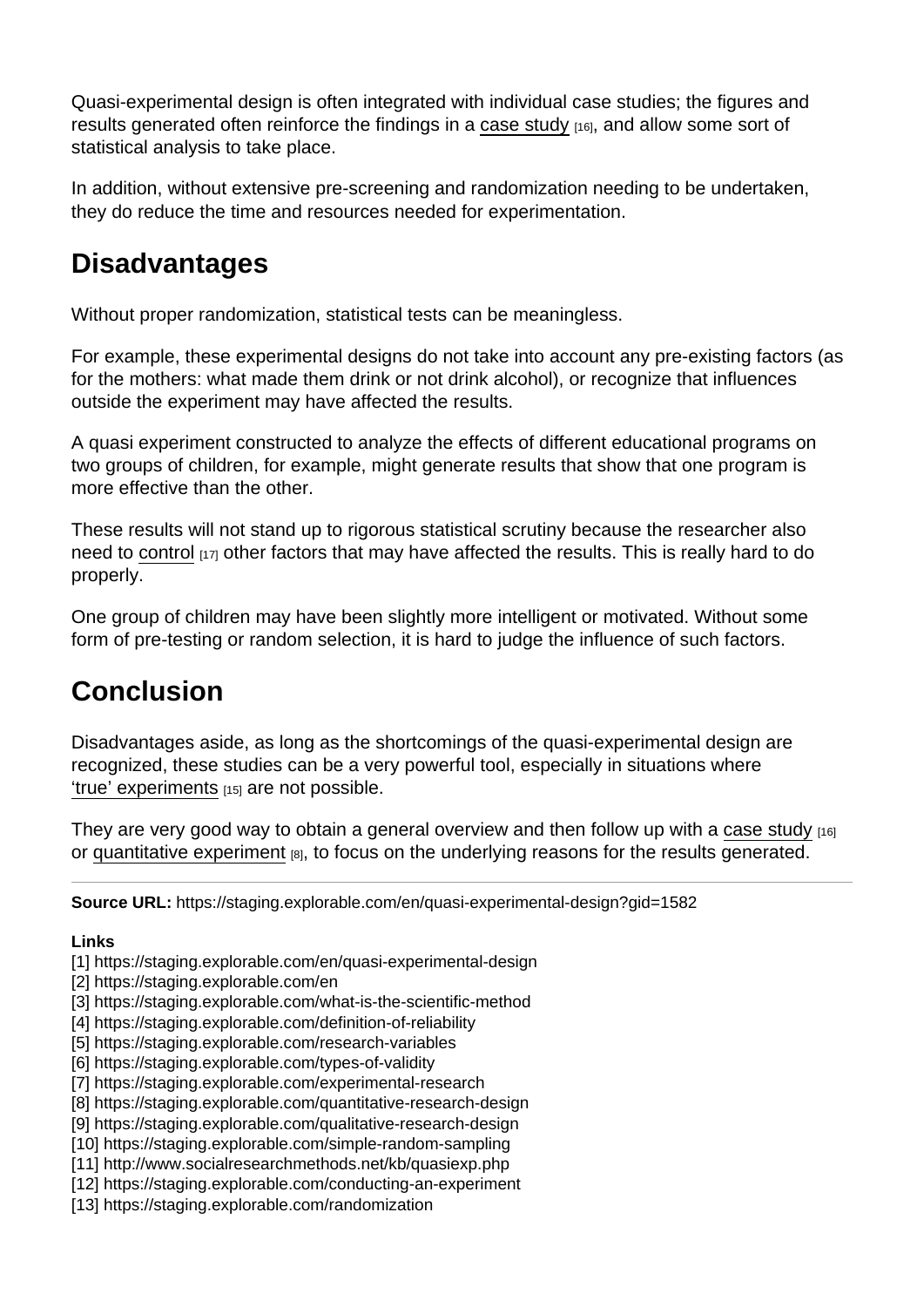Quasi-experimental design is often integrated with individual case studies; the figures and results generated often reinforce the findings in a case study [16], and allow some sort of statistical analysis to take place.

In addition, without extensive pre-screening and randomization needing to be undertaken, they do reduce the time and resources needed for experimentation.

## Disadvantages

Without proper randomization, statistical tests can be meaningless.

For example, these experimental designs do not take into account any pre-existing factors (as for the mothers: what made them drink or not drink alcohol), or recognize that influences outside the experiment may have affected the results.

A quasi experiment constructed to analyze the effects of different educational programs on two groups of children, for example, might generate results that show that one program is more effective than the other.

These results will not stand up to rigorous statistical scrutiny because the researcher also need to control [17] other factors that may have affected the results. This is really hard to do properly.

One group of children may have been slightly more intelligent or motivated. Without some form of pre-testing or random selection, it is hard to judge the influence of such factors.

## Conclusion

Disadvantages aside, as long as the shortcomings of the quasi-experimental design are recognized, these studies can be a very powerful tool, especially in situations where 'true' experiments [15] are not possible.

They are very good way to obtain a general overview and then follow up with a case study [16] or quantitative experiment [8], to focus on the underlying reasons for the results generated.

---

**Source URL:** https://staging.explorable.com/en/quasi-experimental-design?gid=1582

**Links**
[1] https://staging.explorable.com/en/quasi-experimental-design
[2] https://staging.explorable.com/en
[3] https://staging.explorable.com/what-is-the-scientific-method
[4] https://staging.explorable.com/definition-of-reliability
[5] https://staging.explorable.com/research-variables
[6] https://staging.explorable.com/types-of-validity
[7] https://staging.explorable.com/experimental-research
[8] https://staging.explorable.com/quantitative-research-design
[9] https://staging.explorable.com/qualitative-research-design
[10] https://staging.explorable.com/simple-random-sampling
[11] http://www.socialresearchmethods.net/kb/quasiexp.php
[12] https://staging.explorable.com/conducting-an-experiment
[13] https://staging.explorable.com/randomization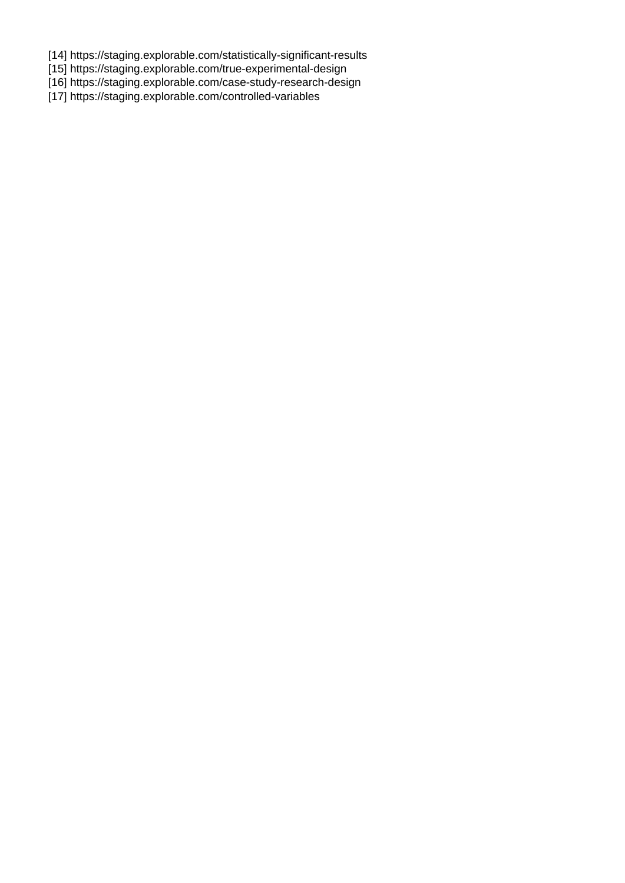[14] https://staging.explorable.com/statistically-significant-results
[15] https://staging.explorable.com/true-experimental-design
[16] https://staging.explorable.com/case-study-research-design
[17] https://staging.explorable.com/controlled-variables